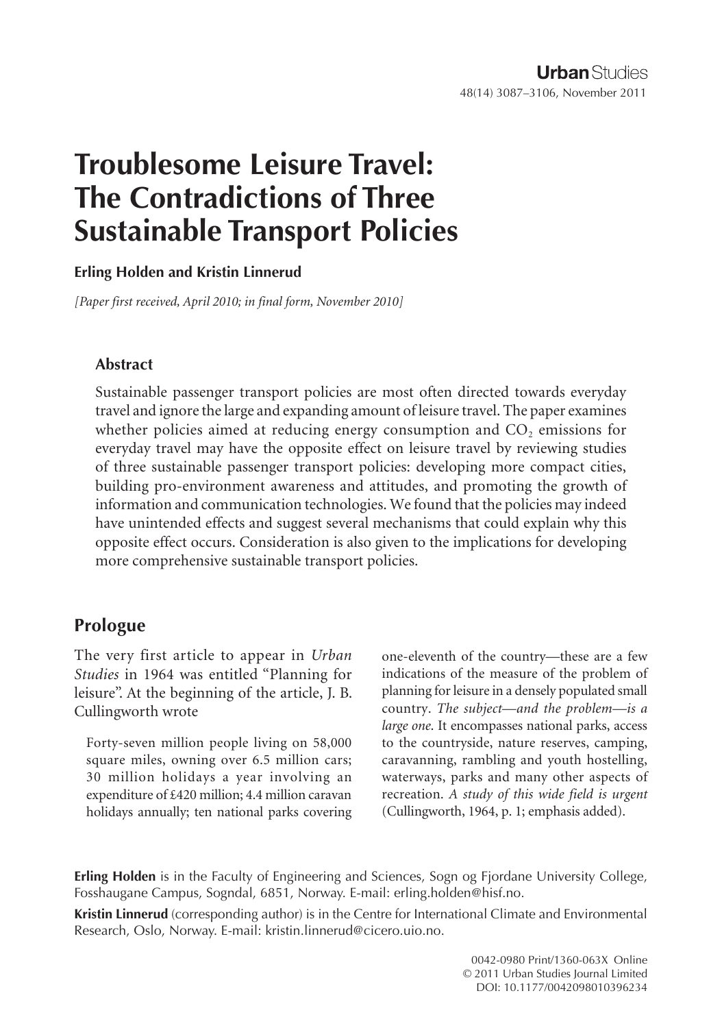# Troublesome Leisure Travel: The Contradictions of Three Sustainable Transport Policies

**Erling Holden and Kristin Linnerud**

*[Paper first received, April 2010; in final form, November 2010]*

## Abstract

Sustainable passenger transport policies are most often directed towards everyday travel and ignore the large and expanding amount of leisure travel. The paper examines whether policies aimed at reducing energy consumption and $CO_2$ emissions for everyday travel may have the opposite effect on leisure travel by reviewing studies of three sustainable passenger transport policies: developing more compact cities, building pro-environment awareness and attitudes, and promoting the growth of information and communication technologies. We found that the policies may indeed have unintended effects and suggest several mechanisms that could explain why this opposite effect occurs. Consideration is also given to the implications for developing more comprehensive sustainable transport policies.

## Prologue

The very first article to appear in *Urban Studies* in 1964 was entitled "Planning for leisure". At the beginning of the article, J. B. Cullingworth wrote

> Forty-seven million people living on 58,000 square miles, owning over 6.5 million cars; 30 million holidays a year involving an expenditure of £420 million; 4.4 million caravan holidays annually; ten national parks covering one-eleventh of the country—these are a few indications of the measure of the problem of planning for leisure in a densely populated small country. *The subject—and the problem—is a large one.* It encompasses national parks, access to the countryside, nature reserves, camping, caravanning, rambling and youth hostelling, waterways, parks and many other aspects of recreation. *A study of this wide field is urgent* (Cullingworth, 1964, p. 1; emphasis added).

**Erling Holden** is in the Faculty of Engineering and Sciences, Sogn og Fjordane University College, Fosshaugane Campus, Sogndal, 6851, Norway. E-mail: erling.holden@hisf.no.

**Kristin Linnerud** (corresponding author) is in the Centre for International Climate and Environmental Research, Oslo, Norway. E-mail: kristin.linnerud@cicero.uio.no.

0042-0980 Print/1360-063X Online
© 2011 Urban Studies Journal Limited
DOI: 10.1177/0042098010396234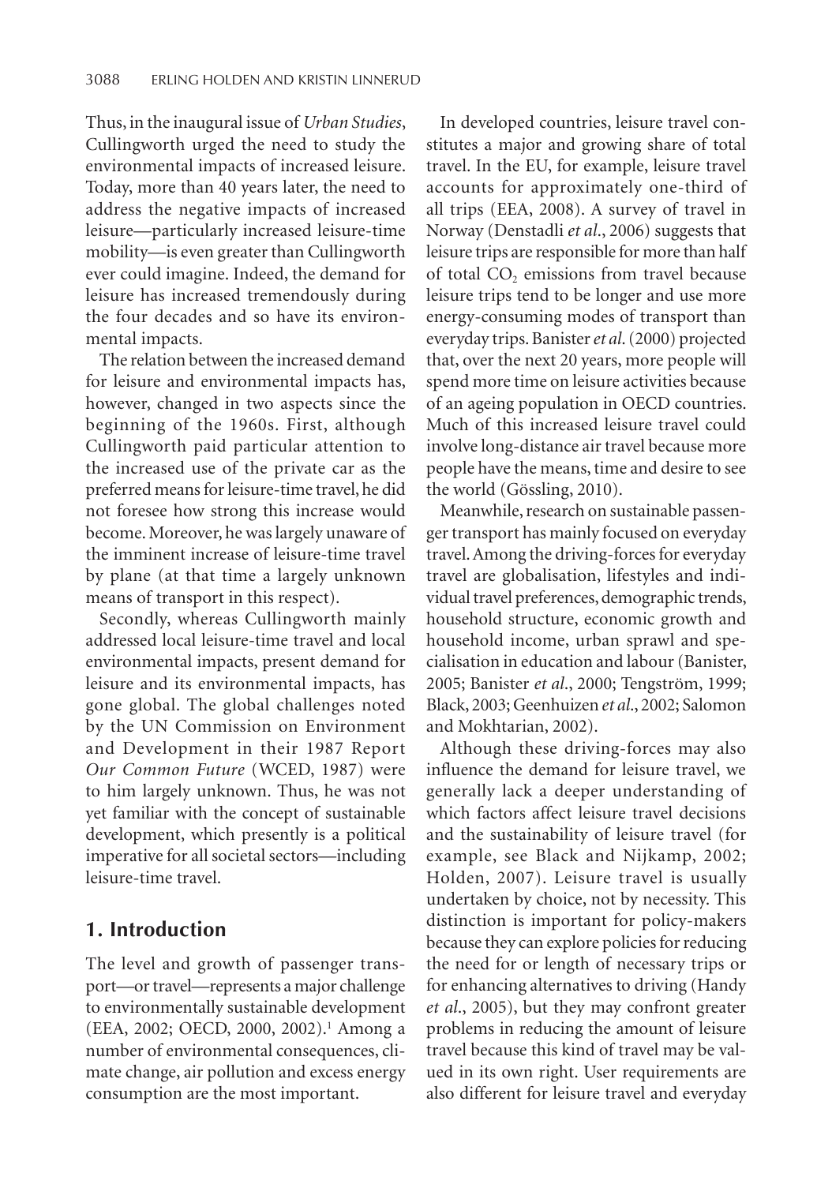Thus, in the inaugural issue of *Urban Studies*, Cullingworth urged the need to study the environmental impacts of increased leisure. Today, more than 40 years later, the need to address the negative impacts of increased leisure—particularly increased leisure-time mobility—is even greater than Cullingworth ever could imagine. Indeed, the demand for leisure has increased tremendously during the four decades and so have its environmental impacts.

The relation between the increased demand for leisure and environmental impacts has, however, changed in two aspects since the beginning of the 1960s. First, although Cullingworth paid particular attention to the increased use of the private car as the preferred means for leisure-time travel, he did not foresee how strong this increase would become. Moreover, he was largely unaware of the imminent increase of leisure-time travel by plane (at that time a largely unknown means of transport in this respect).

Secondly, whereas Cullingworth mainly addressed local leisure-time travel and local environmental impacts, present demand for leisure and its environmental impacts, has gone global. The global challenges noted by the UN Commission on Environment and Development in their 1987 Report *Our Common Future* (WCED, 1987) were to him largely unknown. Thus, he was not yet familiar with the concept of sustainable development, which presently is a political imperative for all societal sectors—including leisure-time travel.

## 1. Introduction

The level and growth of passenger transport—or travel—represents a major challenge to environmentally sustainable development (EEA, 2002; OECD, 2000, 2002).[1] Among a number of environmental consequences, climate change, air pollution and excess energy consumption are the most important.

In developed countries, leisure travel constitutes a major and growing share of total travel. In the EU, for example, leisure travel accounts for approximately one-third of all trips (EEA, 2008). A survey of travel in Norway (Denstadli *et al*., 2006) suggests that leisure trips are responsible for more than half of total $CO_2$ emissions from travel because leisure trips tend to be longer and use more energy-consuming modes of transport than everyday trips. Banister *et al*. (2000) projected that, over the next 20 years, more people will spend more time on leisure activities because of an ageing population in OECD countries. Much of this increased leisure travel could involve long-distance air travel because more people have the means, time and desire to see the world (Gössling, 2010).

Meanwhile, research on sustainable passenger transport has mainly focused on everyday travel. Among the driving-forces for everyday travel are globalisation, lifestyles and individual travel preferences, demographic trends, household structure, economic growth and household income, urban sprawl and specialisation in education and labour (Banister, 2005; Banister *et al*., 2000; Tengström, 1999; Black, 2003; Geenhuizen *et al*., 2002; Salomon and Mokhtarian, 2002).

Although these driving-forces may also influence the demand for leisure travel, we generally lack a deeper understanding of which factors affect leisure travel decisions and the sustainability of leisure travel (for example, see Black and Nijkamp, 2002; Holden, 2007). Leisure travel is usually undertaken by choice, not by necessity. This distinction is important for policy-makers because they can explore policies for reducing the need for or length of necessary trips or for enhancing alternatives to driving (Handy *et al*., 2005), but they may confront greater problems in reducing the amount of leisure travel because this kind of travel may be valued in its own right. User requirements are also different for leisure travel and everyday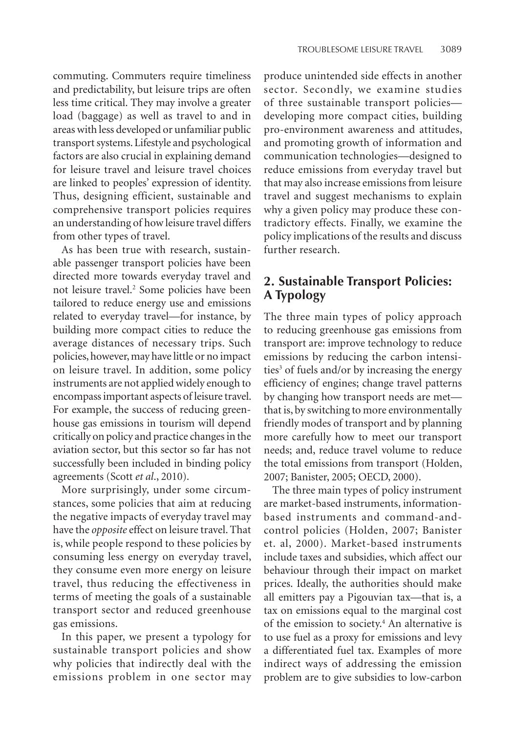commuting. Commuters require timeliness and predictability, but leisure trips are often less time critical. They may involve a greater load (baggage) as well as travel to and in areas with less developed or unfamiliar public transport systems. Lifestyle and psychological factors are also crucial in explaining demand for leisure travel and leisure travel choices are linked to peoples' expression of identity. Thus, designing efficient, sustainable and comprehensive transport policies requires an understanding of how leisure travel differs from other types of travel.

As has been true with research, sustainable passenger transport policies have been directed more towards everyday travel and not leisure travel.[2] Some policies have been tailored to reduce energy use and emissions related to everyday travel—for instance, by building more compact cities to reduce the average distances of necessary trips. Such policies, however, may have little or no impact on leisure travel. In addition, some policy instruments are not applied widely enough to encompass important aspects of leisure travel. For example, the success of reducing greenhouse gas emissions in tourism will depend critically on policy and practice changes in the aviation sector, but this sector so far has not successfully been included in binding policy agreements (Scott *et al*., 2010).

More surprisingly, under some circumstances, some policies that aim at reducing the negative impacts of everyday travel may have the *opposite* effect on leisure travel. That is, while people respond to these policies by consuming less energy on everyday travel, they consume even more energy on leisure travel, thus reducing the effectiveness in terms of meeting the goals of a sustainable transport sector and reduced greenhouse gas emissions.

In this paper, we present a typology for sustainable transport policies and show why policies that indirectly deal with the emissions problem in one sector may produce unintended side effects in another sector. Secondly, we examine studies of three sustainable transport policies—developing more compact cities, building pro-environment awareness and attitudes, and promoting growth of information and communication technologies—designed to reduce emissions from everyday travel but that may also increase emissions from leisure travel and suggest mechanisms to explain why a given policy may produce these contradictory effects. Finally, we examine the policy implications of the results and discuss further research.

## 2. Sustainable Transport Policies: A Typology

The three main types of policy approach to reducing greenhouse gas emissions from transport are: improve technology to reduce emissions by reducing the carbon intensities[3] of fuels and/or by increasing the energy efficiency of engines; change travel patterns by changing how transport needs are met—that is, by switching to more environmentally friendly modes of transport and by planning more carefully how to meet our transport needs; and, reduce travel volume to reduce the total emissions from transport (Holden, 2007; Banister, 2005; OECD, 2000).

The three main types of policy instrument are market-based instruments, information-based instruments and command-and-control policies (Holden, 2007; Banister et. al, 2000). Market-based instruments include taxes and subsidies, which affect our behaviour through their impact on market prices. Ideally, the authorities should make all emitters pay a Pigouvian tax—that is, a tax on emissions equal to the marginal cost of the emission to society.[4] An alternative is to use fuel as a proxy for emissions and levy a differentiated fuel tax. Examples of more indirect ways of addressing the emission problem are to give subsidies to low-carbon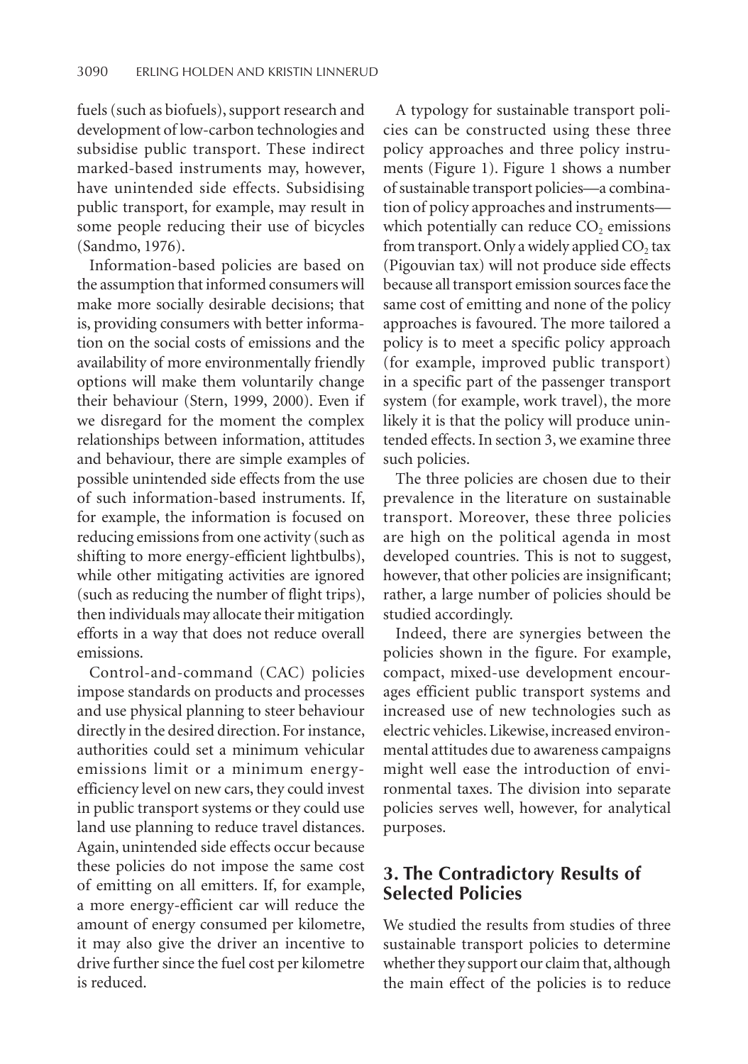fuels (such as biofuels), support research and development of low-carbon technologies and subsidise public transport. These indirect marked-based instruments may, however, have unintended side effects. Subsidising public transport, for example, may result in some people reducing their use of bicycles (Sandmo, 1976).

Information-based policies are based on the assumption that informed consumers will make more socially desirable decisions; that is, providing consumers with better information on the social costs of emissions and the availability of more environmentally friendly options will make them voluntarily change their behaviour (Stern, 1999, 2000). Even if we disregard for the moment the complex relationships between information, attitudes and behaviour, there are simple examples of possible unintended side effects from the use of such information-based instruments. If, for example, the information is focused on reducing emissions from one activity (such as shifting to more energy-efficient lightbulbs), while other mitigating activities are ignored (such as reducing the number of flight trips), then individuals may allocate their mitigation efforts in a way that does not reduce overall emissions.

Control-and-command (CAC) policies impose standards on products and processes and use physical planning to steer behaviour directly in the desired direction. For instance, authorities could set a minimum vehicular emissions limit or a minimum energy-efficiency level on new cars, they could invest in public transport systems or they could use land use planning to reduce travel distances. Again, unintended side effects occur because these policies do not impose the same cost of emitting on all emitters. If, for example, a more energy-efficient car will reduce the amount of energy consumed per kilometre, it may also give the driver an incentive to drive further since the fuel cost per kilometre is reduced.

A typology for sustainable transport policies can be constructed using these three policy approaches and three policy instruments (Figure 1). Figure 1 shows a number of sustainable transport policies—a combination of policy approaches and instruments—which potentially can reduce $CO_2$ emissions from transport. Only a widely applied $CO_2$ tax (Pigouvian tax) will not produce side effects because all transport emission sources face the same cost of emitting and none of the policy approaches is favoured. The more tailored a policy is to meet a specific policy approach (for example, improved public transport) in a specific part of the passenger transport system (for example, work travel), the more likely it is that the policy will produce unintended effects. In section 3, we examine three such policies.

The three policies are chosen due to their prevalence in the literature on sustainable transport. Moreover, these three policies are high on the political agenda in most developed countries. This is not to suggest, however, that other policies are insignificant; rather, a large number of policies should be studied accordingly.

Indeed, there are synergies between the policies shown in the figure. For example, compact, mixed-use development encourages efficient public transport systems and increased use of new technologies such as electric vehicles. Likewise, increased environmental attitudes due to awareness campaigns might well ease the introduction of environmental taxes. The division into separate policies serves well, however, for analytical purposes.

## 3. The Contradictory Results of Selected Policies

We studied the results from studies of three sustainable transport policies to determine whether they support our claim that, although the main effect of the policies is to reduce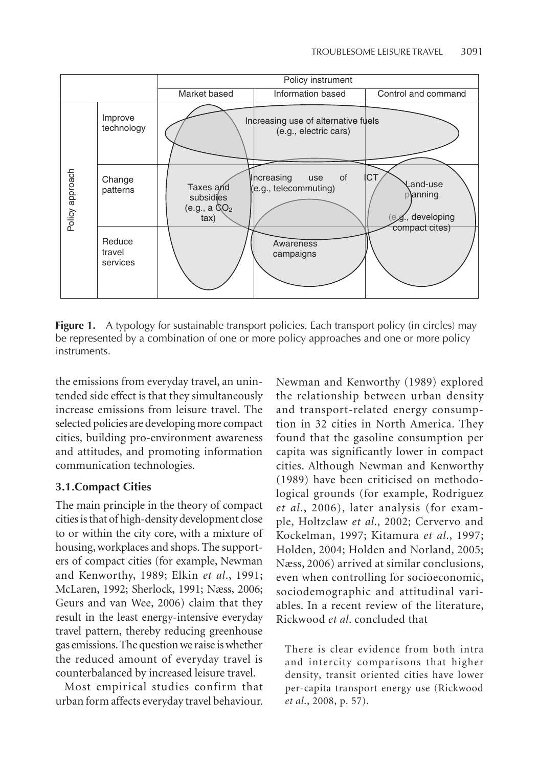**Figure 1.** A typology for sustainable transport policies. Each transport policy (in circles) may be represented by a combination of one or more policy approaches and one or more policy instruments.

the emissions from everyday travel, an unintended side effect is that they simultaneously increase emissions from leisure travel. The selected policies are developing more compact cities, building pro-environment awareness and attitudes, and promoting information communication technologies.

### 3.1. Compact Cities

The main principle in the theory of compact cities is that of high-density development close to or within the city core, with a mixture of housing, workplaces and shops. The supporters of compact cities (for example, Newman and Kenworthy, 1989; Elkin *et al*., 1991; McLaren, 1992; Sherlock, 1991; Næss, 2006; Geurs and van Wee, 2006) claim that they result in the least energy-intensive everyday travel pattern, thereby reducing greenhouse gas emissions. The question we raise is whether the reduced amount of everyday travel is counterbalanced by increased leisure travel.

Most empirical studies confirm that urban form affects everyday travel behaviour. Newman and Kenworthy (1989) explored the relationship between urban density and transport-related energy consumption in 32 cities in North America. They found that the gasoline consumption per capita was significantly lower in compact cities. Although Newman and Kenworthy (1989) have been criticised on methodological grounds (for example, Rodriguez *et al*., 2006), later analysis (for example, Holtzclaw *et al*., 2002; Cervervo and Kockelman, 1997; Kitamura *et al*., 1997; Holden, 2004; Holden and Norland, 2005; Næss, 2006) arrived at similar conclusions, even when controlling for socioeconomic, sociodemographic and attitudinal variables. In a recent review of the literature, Rickwood *et al*. concluded that

> There is clear evidence from both intra and intercity comparisons that higher density, transit oriented cities have lower per-capita transport energy use (Rickwood *et al*., 2008, p. 57).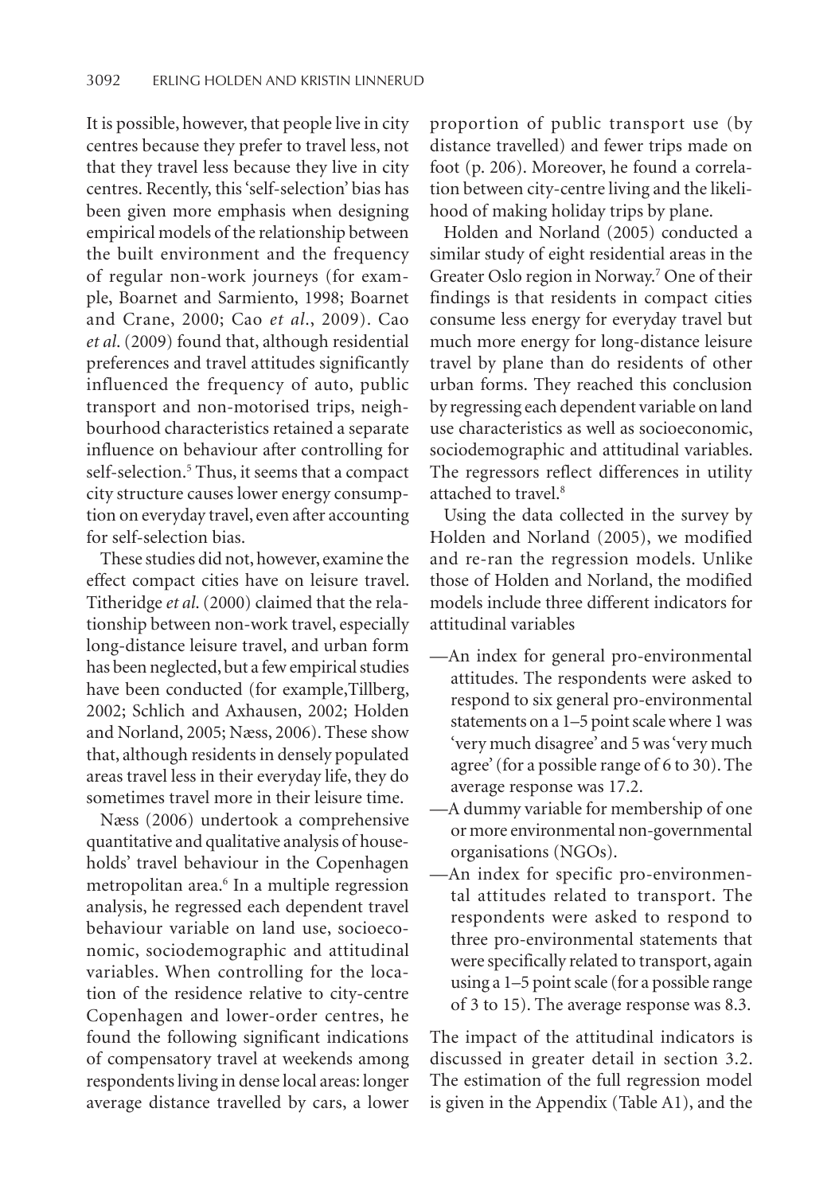It is possible, however, that people live in city centres because they prefer to travel less, not that they travel less because they live in city centres. Recently, this 'self-selection' bias has been given more emphasis when designing empirical models of the relationship between the built environment and the frequency of regular non-work journeys (for example, Boarnet and Sarmiento, 1998; Boarnet and Crane, 2000; Cao *et al*., 2009). Cao *et al*. (2009) found that, although residential preferences and travel attitudes significantly influenced the frequency of auto, public transport and non-motorised trips, neighbourhood characteristics retained a separate influence on behaviour after controlling for self-selection.[5] Thus, it seems that a compact city structure causes lower energy consumption on everyday travel, even after accounting for self-selection bias.

These studies did not, however, examine the effect compact cities have on leisure travel. Titheridge *et al*. (2000) claimed that the relationship between non-work travel, especially long-distance leisure travel, and urban form has been neglected, but a few empirical studies have been conducted (for example,Tillberg, 2002; Schlich and Axhausen, 2002; Holden and Norland, 2005; Næss, 2006). These show that, although residents in densely populated areas travel less in their everyday life, they do sometimes travel more in their leisure time.

Næss (2006) undertook a comprehensive quantitative and qualitative analysis of households' travel behaviour in the Copenhagen metropolitan area.[6] In a multiple regression analysis, he regressed each dependent travel behaviour variable on land use, socioeconomic, sociodemographic and attitudinal variables. When controlling for the location of the residence relative to city-centre Copenhagen and lower-order centres, he found the following significant indications of compensatory travel at weekends among respondents living in dense local areas: longer average distance travelled by cars, a lower proportion of public transport use (by distance travelled) and fewer trips made on foot (p. 206). Moreover, he found a correlation between city-centre living and the likelihood of making holiday trips by plane.

Holden and Norland (2005) conducted a similar study of eight residential areas in the Greater Oslo region in Norway.[7] One of their findings is that residents in compact cities consume less energy for everyday travel but much more energy for long-distance leisure travel by plane than do residents of other urban forms. They reached this conclusion by regressing each dependent variable on land use characteristics as well as socioeconomic, sociodemographic and attitudinal variables. The regressors reflect differences in utility attached to travel.[8]

Using the data collected in the survey by Holden and Norland (2005), we modified and re-ran the regression models. Unlike those of Holden and Norland, the modified models include three different indicators for attitudinal variables

—An index for general pro-environmental attitudes. The respondents were asked to respond to six general pro-environmental statements on a 1–5 point scale where 1 was 'very much disagree' and 5 was 'very much agree' (for a possible range of 6 to 30). The average response was 17.2.

—A dummy variable for membership of one or more environmental non-governmental organisations (NGOs).

—An index for specific pro-environmental attitudes related to transport. The respondents were asked to respond to three pro-environmental statements that were specifically related to transport, again using a 1–5 point scale (for a possible range of 3 to 15). The average response was 8.3.

The impact of the attitudinal indicators is discussed in greater detail in section 3.2. The estimation of the full regression model is given in the Appendix (Table A1), and the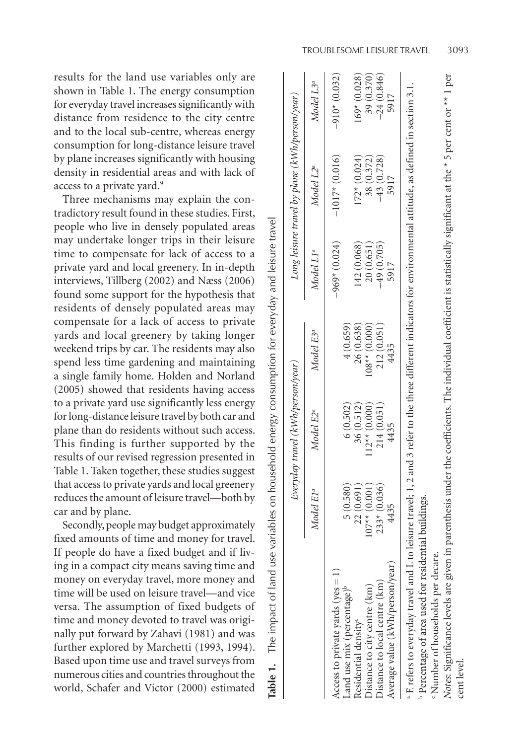results for the land use variables only are shown in Table 1. The energy consumption for everyday travel increases significantly with distance from residence to the city centre and to the local sub-centre, whereas energy consumption for long-distance leisure travel by plane increases significantly with housing density in residential areas and with lack of access to a private yard.[9]

Three mechanisms may explain the contradictory result found in these studies. First, people who live in densely populated areas may undertake longer trips in their leisure time to compensate for lack of access to a private yard and local greenery. In in-depth interviews, Tillberg (2002) and Næss (2006) found some support for the hypothesis that residents of densely populated areas may compensate for a lack of access to private yards and local greenery by taking longer weekend trips by car. The residents may also spend less time gardening and maintaining a single family home. Holden and Norland (2005) showed that residents having access to a private yard use significantly less energy for long-distance leisure travel by both car and plane than do residents without such access. This finding is further supported by the results of our revised regression presented in Table 1. Taken together, these studies suggest that access to private yards and local greenery reduces the amount of leisure travel—both by car and by plane.

Secondly, people may budget approximately fixed amounts of time and money for travel. If people do have a fixed budget and if living in a compact city means saving time and money on everyday travel, more money and time will be used on leisure travel—and vice versa. The assumption of fixed budgets of time and money devoted to travel was originally put forward by Zahavi (1981) and was further explored by Marchetti (1993, 1994). Based upon time use and travel surveys from numerous cities and countries throughout the world, Schafer and Victor (2000) estimated

**Table 1.** The impact of land use variables on household energy consumption for everyday and leisure travel

| | Everyday travel (kWh/person/year) | | | Long leisure travel by plane (kWh/person/year) | | |
|---|---|---|---|---|---|---|
| | *Model E1*[a] | *Model E2*[a] | *Model E3*[a] | *Model L1*[a] | *Model L2*[a] | *Model L3*[a] |
| Access to private yards (yes = 1) | | | | −969* (0.024) | −1017* (0.016) | −910* (0.032) |
| Land use mix (percentage)[b] | 5 (0.580) | 6 (0.502) | 4 (0.659) | | | |
| Residential density[c] | 22 (0.691) | 36 (0.512) | 26 (0.638) | 142 (0.068) | 172* (0.024) | 169* (0.028) |
| Distance to city centre (km) | 107** (0.001) | 112** (0.000) | 108** (0.000) | 20 (0.651) | 38 (0.372) | 39 (0.370) |
| Distance to local centre (km) | 233* (0.036) | 214 (0.051) | 212 (0.051) | −49 (0.705) | −43 (0.728) | −24 (0.846) |
| Average value (kWh/person/year) | 4435 | 4435 | 4435 | 5917 | 5917 | 5917 |

[a] E refers to everyday travel and L to leisure travel; 1, 2 and 3 refer to the three different indicators for environmental attitude, as defined in section 3.1.
[b] Percentage of area used for residential buildings.
[c] Number of households per decare.
*Notes*: Significance levels are given in parenthesis under the coefficients. The individual coefficient is statistically significant at the * 5 per cent or ** 1 per cent level.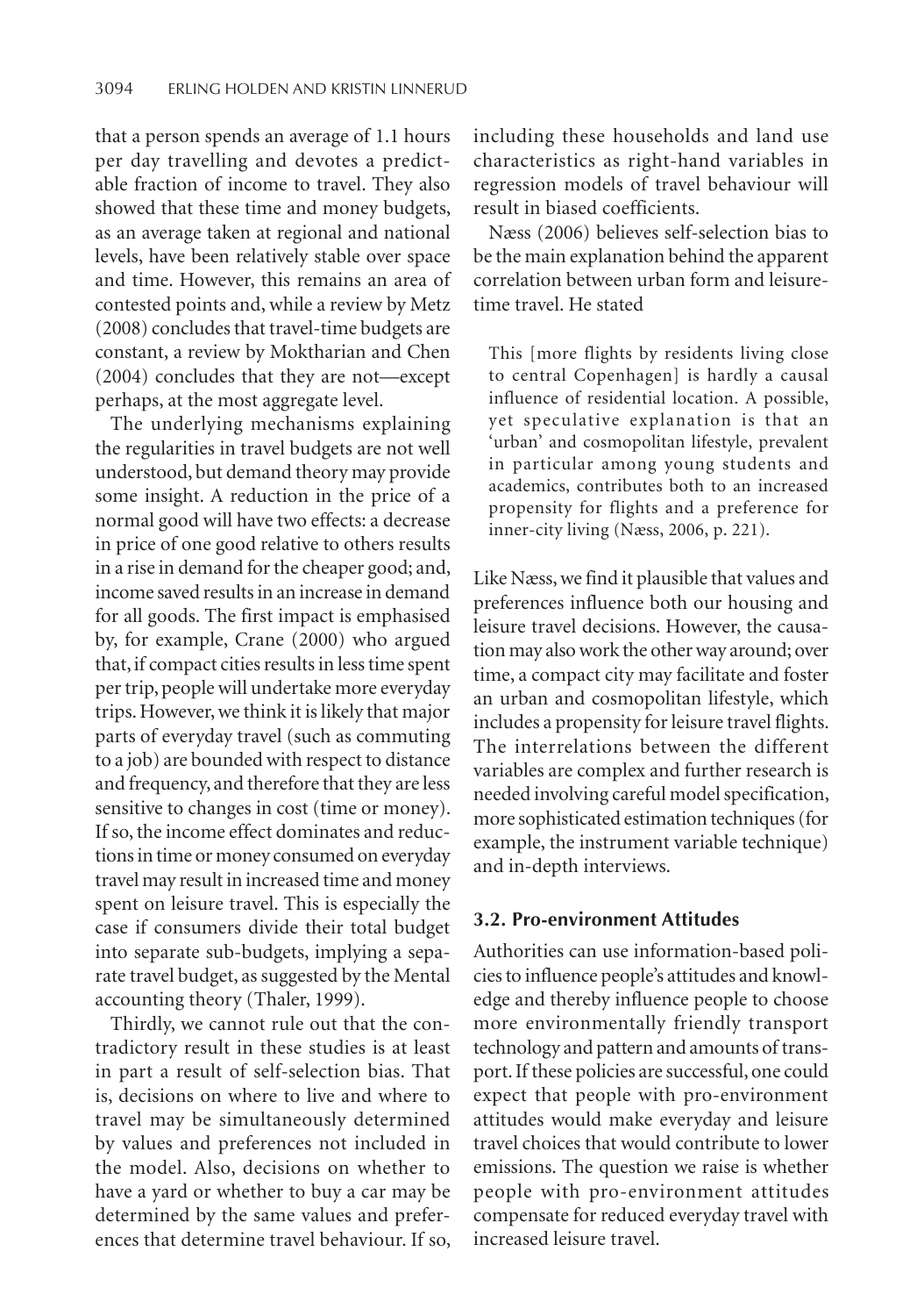that a person spends an average of 1.1 hours per day travelling and devotes a predictable fraction of income to travel. They also showed that these time and money budgets, as an average taken at regional and national levels, have been relatively stable over space and time. However, this remains an area of contested points and, while a review by Metz (2008) concludes that travel-time budgets are constant, a review by Mokhtarian and Chen (2004) concludes that they are not—except perhaps, at the most aggregate level.

The underlying mechanisms explaining the regularities in travel budgets are not well understood, but demand theory may provide some insight. A reduction in the price of a normal good will have two effects: a decrease in price of one good relative to others results in a rise in demand for the cheaper good; and, income saved results in an increase in demand for all goods. The first impact is emphasised by, for example, Crane (2000) who argued that, if compact cities results in less time spent per trip, people will undertake more everyday trips. However, we think it is likely that major parts of everyday travel (such as commuting to a job) are bounded with respect to distance and frequency, and therefore that they are less sensitive to changes in cost (time or money). If so, the income effect dominates and reductions in time or money consumed on everyday travel may result in increased time and money spent on leisure travel. This is especially the case if consumers divide their total budget into separate sub-budgets, implying a separate travel budget, as suggested by the Mental accounting theory (Thaler, 1999).

Thirdly, we cannot rule out that the contradictory result in these studies is at least in part a result of self-selection bias. That is, decisions on where to live and where to travel may be simultaneously determined by values and preferences not included in the model. Also, decisions on whether to have a yard or whether to buy a car may be determined by the same values and preferences that determine travel behaviour. If so, including these households and land use characteristics as right-hand variables in regression models of travel behaviour will result in biased coefficients.

Næss (2006) believes self-selection bias to be the main explanation behind the apparent correlation between urban form and leisure-time travel. He stated

> This [more flights by residents living close to central Copenhagen] is hardly a causal influence of residential location. A possible, yet speculative explanation is that an 'urban' and cosmopolitan lifestyle, prevalent in particular among young students and academics, contributes both to an increased propensity for flights and a preference for inner-city living (Næss, 2006, p. 221).

Like Næss, we find it plausible that values and preferences influence both our housing and leisure travel decisions. However, the causation may also work the other way around; over time, a compact city may facilitate and foster an urban and cosmopolitan lifestyle, which includes a propensity for leisure travel flights. The interrelations between the different variables are complex and further research is needed involving careful model specification, more sophisticated estimation techniques (for example, the instrument variable technique) and in-depth interviews.

### 3.2. Pro-environment Attitudes

Authorities can use information-based policies to influence people's attitudes and knowledge and thereby influence people to choose more environmentally friendly transport technology and pattern and amounts of transport. If these policies are successful, one could expect that people with pro-environment attitudes would make everyday and leisure travel choices that would contribute to lower emissions. The question we raise is whether people with pro-environment attitudes compensate for reduced everyday travel with increased leisure travel.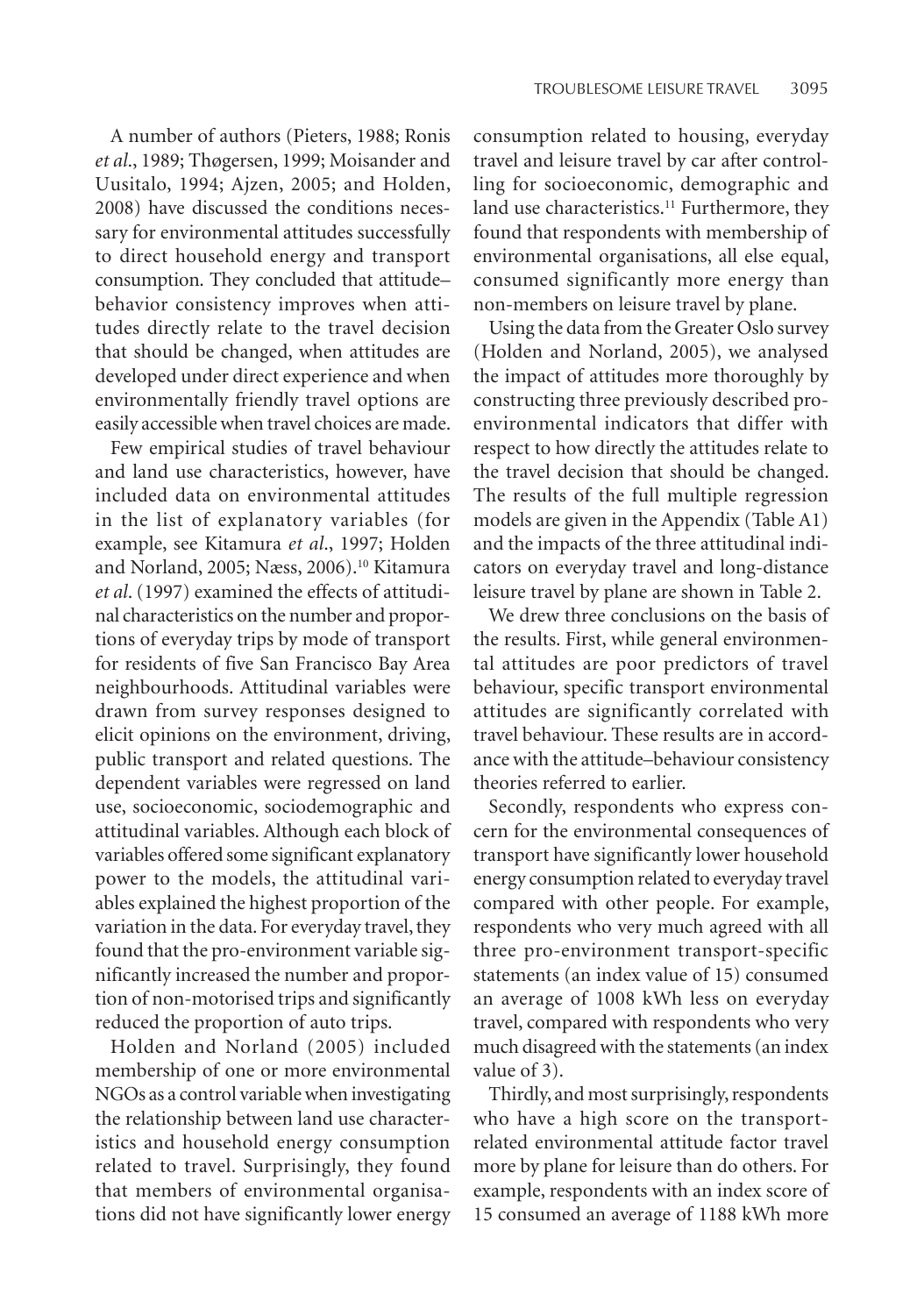A number of authors (Pieters, 1988; Ronis *et al*., 1989; Thøgersen, 1999; Moisander and Uusitalo, 1994; Ajzen, 2005; and Holden, 2008) have discussed the conditions necessary for environmental attitudes successfully to direct household energy and transport consumption. They concluded that attitude–behavior consistency improves when attitudes directly relate to the travel decision that should be changed, when attitudes are developed under direct experience and when environmentally friendly travel options are easily accessible when travel choices are made.

Few empirical studies of travel behaviour and land use characteristics, however, have included data on environmental attitudes in the list of explanatory variables (for example, see Kitamura *et al*., 1997; Holden and Norland, 2005; Næss, 2006).[10] Kitamura *et al*. (1997) examined the effects of attitudinal characteristics on the number and proportions of everyday trips by mode of transport for residents of five San Francisco Bay Area neighbourhoods. Attitudinal variables were drawn from survey responses designed to elicit opinions on the environment, driving, public transport and related questions. The dependent variables were regressed on land use, socioeconomic, sociodemographic and attitudinal variables. Although each block of variables offered some significant explanatory power to the models, the attitudinal variables explained the highest proportion of the variation in the data. For everyday travel, they found that the pro-environment variable significantly increased the number and proportion of non-motorised trips and significantly reduced the proportion of auto trips.

Holden and Norland (2005) included membership of one or more environmental NGOs as a control variable when investigating the relationship between land use characteristics and household energy consumption related to travel. Surprisingly, they found that members of environmental organisations did not have significantly lower energy consumption related to housing, everyday travel and leisure travel by car after controlling for socioeconomic, demographic and land use characteristics.[11] Furthermore, they found that respondents with membership of environmental organisations, all else equal, consumed significantly more energy than non-members on leisure travel by plane.

Using the data from the Greater Oslo survey (Holden and Norland, 2005), we analysed the impact of attitudes more thoroughly by constructing three previously described pro-environmental indicators that differ with respect to how directly the attitudes relate to the travel decision that should be changed. The results of the full multiple regression models are given in the Appendix (Table A1) and the impacts of the three attitudinal indicators on everyday travel and long-distance leisure travel by plane are shown in Table 2.

We drew three conclusions on the basis of the results. First, while general environmental attitudes are poor predictors of travel behaviour, specific transport environmental attitudes are significantly correlated with travel behaviour. These results are in accordance with the attitude–behaviour consistency theories referred to earlier.

Secondly, respondents who express concern for the environmental consequences of transport have significantly lower household energy consumption related to everyday travel compared with other people. For example, respondents who very much agreed with all three pro-environment transport-specific statements (an index value of 15) consumed an average of 1008 kWh less on everyday travel, compared with respondents who very much disagreed with the statements (an index value of 3).

Thirdly, and most surprisingly, respondents who have a high score on the transport-related environmental attitude factor travel more by plane for leisure than do others. For example, respondents with an index score of 15 consumed an average of 1188 kWh more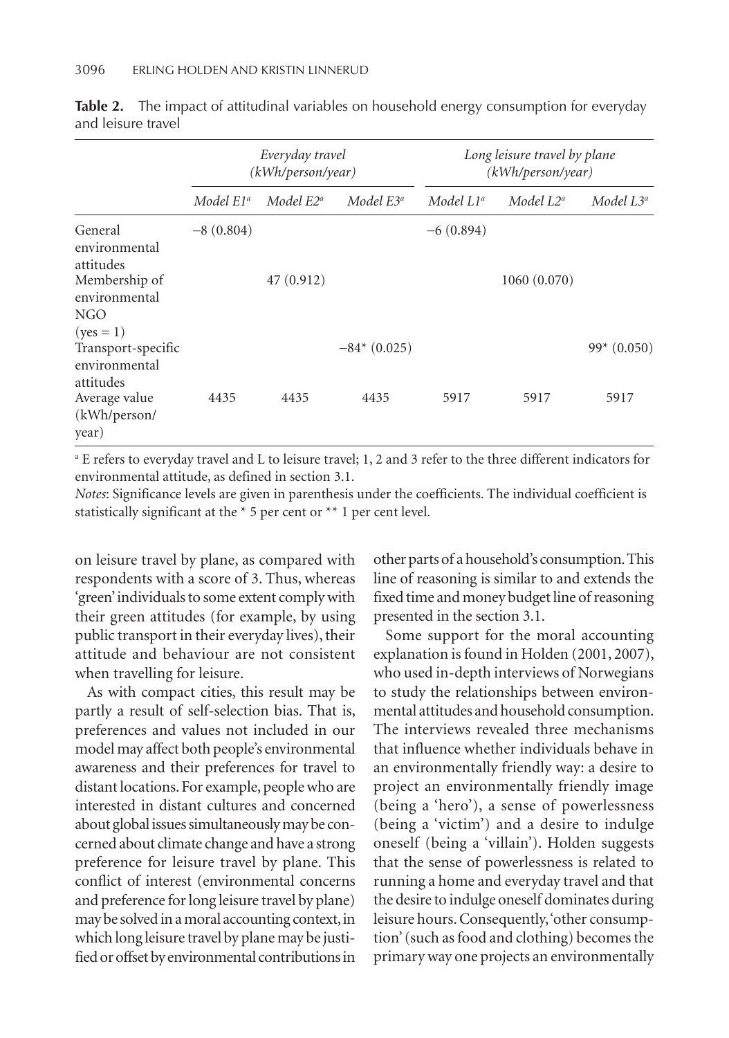**Table 2.** The impact of attitudinal variables on household energy consumption for everyday and leisure travel

| | *Everyday travel (kWh/person/year)* | | | *Long leisure travel by plane (kWh/person/year)* | | |
|---|---|---|---|---|---|---|
| | *Model E1*[a] | *Model E2*[a] | *Model E3*[a] | *Model L1*[a] | *Model L2*[a] | *Model L3*[a] |
| General environmental attitudes | −8 (0.804) | | | −6 (0.894) | | |
| Membership of environmental NGO (yes = 1) | | 47 (0.912) | | | 1060 (0.070) | |
| Transport-specific environmental attitudes | | | −84* (0.025) | | | 99* (0.050) |
| Average value (kWh/person/year) | 4435 | 4435 | 4435 | 5917 | 5917 | 5917 |

[a] E refers to everyday travel and L to leisure travel; 1, 2 and 3 refer to the three different indicators for environmental attitude, as defined in section 3.1.

*Notes*: Significance levels are given in parenthesis under the coefficients. The individual coefficient is statistically significant at the * 5 per cent or ** 1 per cent level.

on leisure travel by plane, as compared with respondents with a score of 3. Thus, whereas 'green' individuals to some extent comply with their green attitudes (for example, by using public transport in their everyday lives), their attitude and behaviour are not consistent when travelling for leisure.

As with compact cities, this result may be partly a result of self-selection bias. That is, preferences and values not included in our model may affect both people's environmental awareness and their preferences for travel to distant locations. For example, people who are interested in distant cultures and concerned about global issues simultaneously may be concerned about climate change and have a strong preference for leisure travel by plane. This conflict of interest (environmental concerns and preference for long leisure travel by plane) may be solved in a moral accounting context, in which long leisure travel by plane may be justified or offset by environmental contributions in other parts of a household's consumption. This line of reasoning is similar to and extends the fixed time and money budget line of reasoning presented in the section 3.1.

Some support for the moral accounting explanation is found in Holden (2001, 2007), who used in-depth interviews of Norwegians to study the relationships between environmental attitudes and household consumption. The interviews revealed three mechanisms that influence whether individuals behave in an environmentally friendly way: a desire to project an environmentally friendly image (being a 'hero'), a sense of powerlessness (being a 'victim') and a desire to indulge oneself (being a 'villain'). Holden suggests that the sense of powerlessness is related to running a home and everyday travel and that the desire to indulge oneself dominates during leisure hours. Consequently, 'other consumption' (such as food and clothing) becomes the primary way one projects an environmentally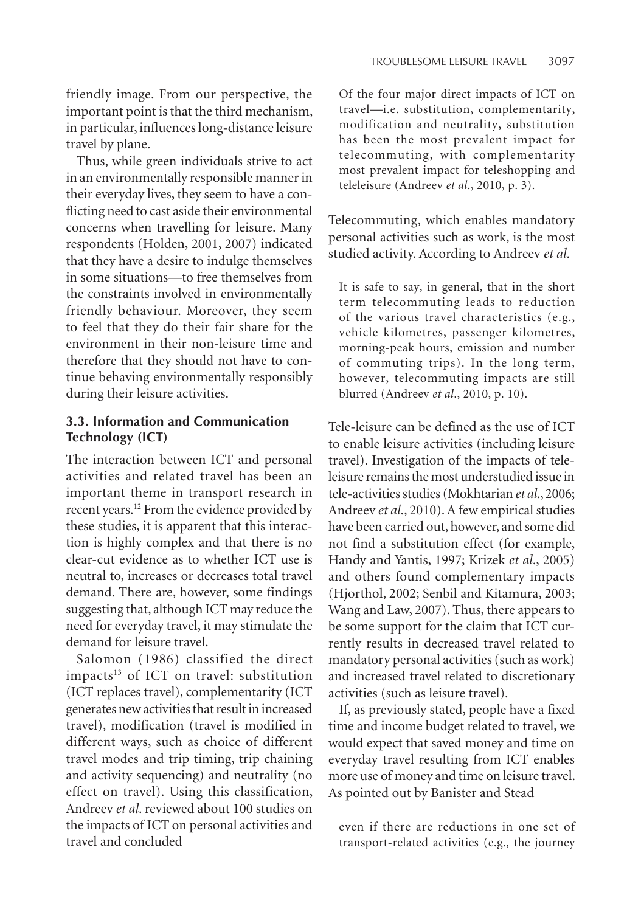friendly image. From our perspective, the important point is that the third mechanism, in particular, influences long-distance leisure travel by plane.

Thus, while green individuals strive to act in an environmentally responsible manner in their everyday lives, they seem to have a conflicting need to cast aside their environmental concerns when travelling for leisure. Many respondents (Holden, 2001, 2007) indicated that they have a desire to indulge themselves in some situations—to free themselves from the constraints involved in environmentally friendly behaviour. Moreover, they seem to feel that they do their fair share for the environment in their non-leisure time and therefore that they should not have to continue behaving environmentally responsibly during their leisure activities.

### 3.3. Information and Communication Technology (ICT)

The interaction between ICT and personal activities and related travel has been an important theme in transport research in recent years.[12] From the evidence provided by these studies, it is apparent that this interaction is highly complex and that there is no clear-cut evidence as to whether ICT use is neutral to, increases or decreases total travel demand. There are, however, some findings suggesting that, although ICT may reduce the need for everyday travel, it may stimulate the demand for leisure travel.

Salomon (1986) classified the direct impacts[13] of ICT on travel: substitution (ICT replaces travel), complementarity (ICT generates new activities that result in increased travel), modification (travel is modified in different ways, such as choice of different travel modes and trip timing, trip chaining and activity sequencing) and neutrality (no effect on travel). Using this classification, Andreev *et al.* reviewed about 100 studies on the impacts of ICT on personal activities and travel and concluded

> Of the four major direct impacts of ICT on travel—i.e. substitution, complementarity, modification and neutrality, substitution has been the most prevalent impact for telecommuting, with complementarity most prevalent impact for teleshopping and teleleisure (Andreev *et al.*, 2010, p. 3).

Telecommuting, which enables mandatory personal activities such as work, is the most studied activity. According to Andreev *et al.*

> It is safe to say, in general, that in the short term telecommuting leads to reduction of the various travel characteristics (e.g., vehicle kilometres, passenger kilometres, morning-peak hours, emission and number of commuting trips). In the long term, however, telecommuting impacts are still blurred (Andreev *et al.*, 2010, p. 10).

Tele-leisure can be defined as the use of ICT to enable leisure activities (including leisure travel). Investigation of the impacts of tele-leisure remains the most understudied issue in tele-activities studies (Mokhtarian *et al.*, 2006; Andreev *et al.*, 2010). A few empirical studies have been carried out, however, and some did not find a substitution effect (for example, Handy and Yantis, 1997; Krizek *et al.*, 2005) and others found complementary impacts (Hjorthol, 2002; Senbil and Kitamura, 2003; Wang and Law, 2007). Thus, there appears to be some support for the claim that ICT currently results in decreased travel related to mandatory personal activities (such as work) and increased travel related to discretionary activities (such as leisure travel).

If, as previously stated, people have a fixed time and income budget related to travel, we would expect that saved money and time on everyday travel resulting from ICT enables more use of money and time on leisure travel. As pointed out by Banister and Stead

> even if there are reductions in one set of transport-related activities (e.g., the journey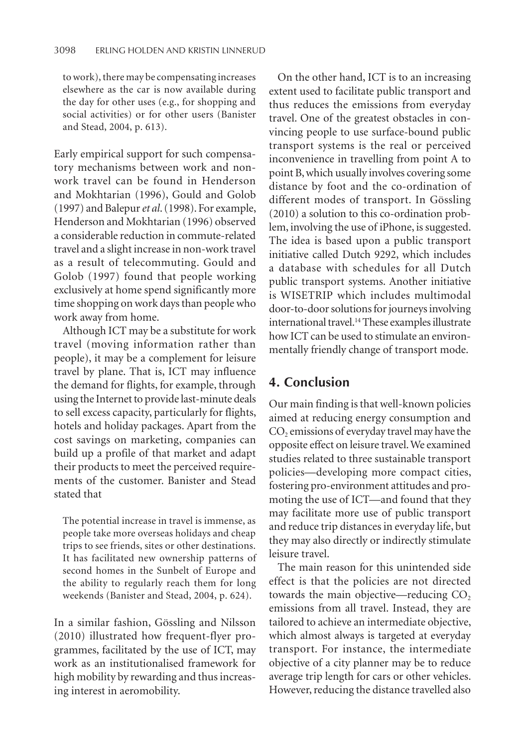to work), there may be compensating increases elsewhere as the car is now available during the day for other uses (e.g., for shopping and social activities) or for other users (Banister and Stead, 2004, p. 613).

Early empirical support for such compensatory mechanisms between work and non-work travel can be found in Henderson and Mokhtarian (1996), Gould and Golob (1997) and Balepur *et al.* (1998). For example, Henderson and Mokhtarian (1996) observed a considerable reduction in commute-related travel and a slight increase in non-work travel as a result of telecommuting. Gould and Golob (1997) found that people working exclusively at home spend significantly more time shopping on work days than people who work away from home.

Although ICT may be a substitute for work travel (moving information rather than people), it may be a complement for leisure travel by plane. That is, ICT may influence the demand for flights, for example, through using the Internet to provide last-minute deals to sell excess capacity, particularly for flights, hotels and holiday packages. Apart from the cost savings on marketing, companies can build up a profile of that market and adapt their products to meet the perceived requirements of the customer. Banister and Stead stated that

> The potential increase in travel is immense, as people take more overseas holidays and cheap trips to see friends, sites or other destinations. It has facilitated new ownership patterns of second homes in the Sunbelt of Europe and the ability to regularly reach them for long weekends (Banister and Stead, 2004, p. 624).

In a similar fashion, Gössling and Nilsson (2010) illustrated how frequent-flyer programmes, facilitated by the use of ICT, may work as an institutionalised framework for high mobility by rewarding and thus increasing interest in aeromobility.

On the other hand, ICT is to an increasing extent used to facilitate public transport and thus reduces the emissions from everyday travel. One of the greatest obstacles in convincing people to use surface-bound public transport systems is the real or perceived inconvenience in travelling from point A to point B, which usually involves covering some distance by foot and the co-ordination of different modes of transport. In Gössling (2010) a solution to this co-ordination problem, involving the use of iPhone, is suggested. The idea is based upon a public transport initiative called Dutch 9292, which includes a database with schedules for all Dutch public transport systems. Another initiative is WISETRIP which includes multimodal door-to-door solutions for journeys involving international travel.[14] These examples illustrate how ICT can be used to stimulate an environmentally friendly change of transport mode.

## 4. Conclusion

Our main finding is that well-known policies aimed at reducing energy consumption and $CO_2$ emissions of everyday travel may have the opposite effect on leisure travel. We examined studies related to three sustainable transport policies—developing more compact cities, fostering pro-environment attitudes and promoting the use of ICT—and found that they may facilitate more use of public transport and reduce trip distances in everyday life, but they may also directly or indirectly stimulate leisure travel.

The main reason for this unintended side effect is that the policies are not directed towards the main objective—reducing $CO_2$ emissions from all travel. Instead, they are tailored to achieve an intermediate objective, which almost always is targeted at everyday transport. For instance, the intermediate objective of a city planner may be to reduce average trip length for cars or other vehicles. However, reducing the distance travelled also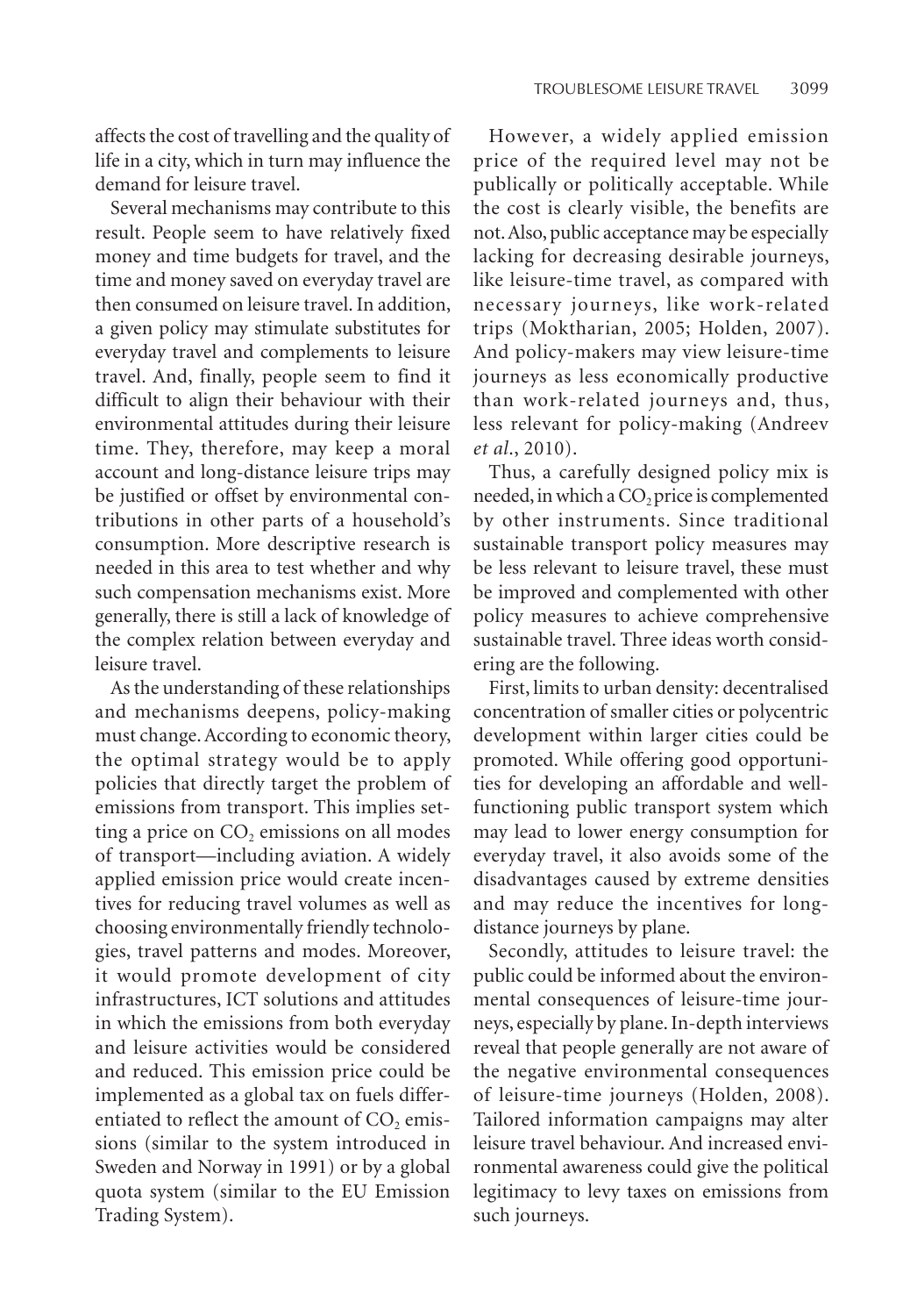affects the cost of travelling and the quality of life in a city, which in turn may influence the demand for leisure travel.

Several mechanisms may contribute to this result. People seem to have relatively fixed money and time budgets for travel, and the time and money saved on everyday travel are then consumed on leisure travel. In addition, a given policy may stimulate substitutes for everyday travel and complements to leisure travel. And, finally, people seem to find it difficult to align their behaviour with their environmental attitudes during their leisure time. They, therefore, may keep a moral account and long-distance leisure trips may be justified or offset by environmental contributions in other parts of a household's consumption. More descriptive research is needed in this area to test whether and why such compensation mechanisms exist. More generally, there is still a lack of knowledge of the complex relation between everyday and leisure travel.

As the understanding of these relationships and mechanisms deepens, policy-making must change. According to economic theory, the optimal strategy would be to apply policies that directly target the problem of emissions from transport. This implies setting a price on $CO_2$ emissions on all modes of transport—including aviation. A widely applied emission price would create incentives for reducing travel volumes as well as choosing environmentally friendly technologies, travel patterns and modes. Moreover, it would promote development of city infrastructures, ICT solutions and attitudes in which the emissions from both everyday and leisure activities would be considered and reduced. This emission price could be implemented as a global tax on fuels differentiated to reflect the amount of $CO_2$ emissions (similar to the system introduced in Sweden and Norway in 1991) or by a global quota system (similar to the EU Emission Trading System).

However, a widely applied emission price of the required level may not be publically or politically acceptable. While the cost is clearly visible, the benefits are not. Also, public acceptance may be especially lacking for decreasing desirable journeys, like leisure-time travel, as compared with necessary journeys, like work-related trips (Mokhtarian, 2005; Holden, 2007). And policy-makers may view leisure-time journeys as less economically productive than work-related journeys and, thus, less relevant for policy-making (Andreev *et al.*, 2010).

Thus, a carefully designed policy mix is needed, in which a $CO_2$ price is complemented by other instruments. Since traditional sustainable transport policy measures may be less relevant to leisure travel, these must be improved and complemented with other policy measures to achieve comprehensive sustainable travel. Three ideas worth considering are the following.

First, limits to urban density: decentralised concentration of smaller cities or polycentric development within larger cities could be promoted. While offering good opportunities for developing an affordable and well-functioning public transport system which may lead to lower energy consumption for everyday travel, it also avoids some of the disadvantages caused by extreme densities and may reduce the incentives for long-distance journeys by plane.

Secondly, attitudes to leisure travel: the public could be informed about the environmental consequences of leisure-time journeys, especially by plane. In-depth interviews reveal that people generally are not aware of the negative environmental consequences of leisure-time journeys (Holden, 2008). Tailored information campaigns may alter leisure travel behaviour. And increased environmental awareness could give the political legitimacy to levy taxes on emissions from such journeys.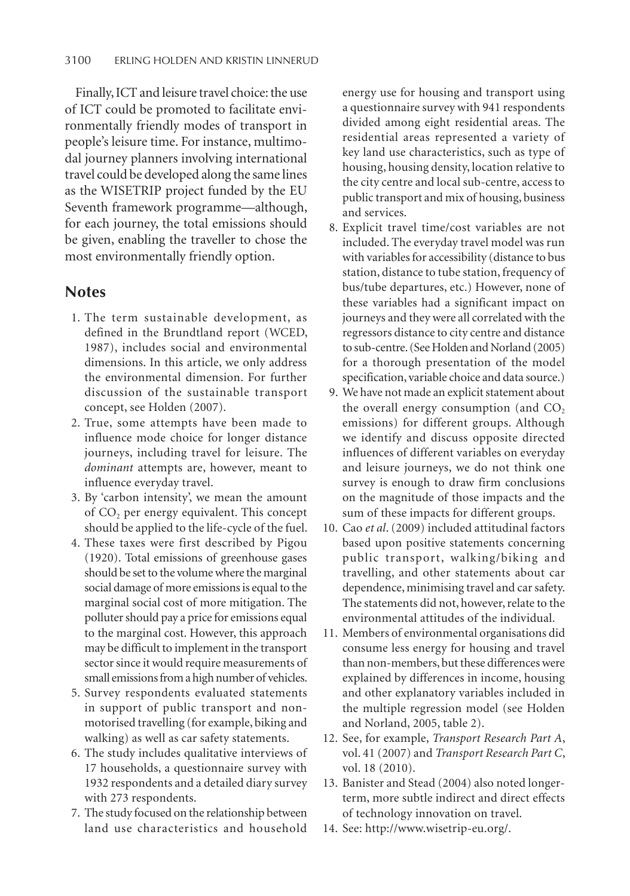Finally, ICT and leisure travel choice: the use of ICT could be promoted to facilitate environmentally friendly modes of transport in people's leisure time. For instance, multimodal journey planners involving international travel could be developed along the same lines as the WISETRIP project funded by the EU Seventh framework programme—although, for each journey, the total emissions should be given, enabling the traveller to chose the most environmentally friendly option.

## Notes

1. The term sustainable development, as defined in the Brundtland report (WCED, 1987), includes social and environmental dimensions. In this article, we only address the environmental dimension. For further discussion of the sustainable transport concept, see Holden (2007).
2. True, some attempts have been made to influence mode choice for longer distance journeys, including travel for leisure. The *dominant* attempts are, however, meant to influence everyday travel.
3. By 'carbon intensity', we mean the amount of $CO_2$ per energy equivalent. This concept should be applied to the life-cycle of the fuel.
4. These taxes were first described by Pigou (1920). Total emissions of greenhouse gases should be set to the volume where the marginal social damage of more emissions is equal to the marginal social cost of more mitigation. The polluter should pay a price for emissions equal to the marginal cost. However, this approach may be difficult to implement in the transport sector since it would require measurements of small emissions from a high number of vehicles.
5. Survey respondents evaluated statements in support of public transport and non-motorised travelling (for example, biking and walking) as well as car safety statements.
6. The study includes qualitative interviews of 17 households, a questionnaire survey with 1932 respondents and a detailed diary survey with 273 respondents.
7. The study focused on the relationship between land use characteristics and household energy use for housing and transport using a questionnaire survey with 941 respondents divided among eight residential areas. The residential areas represented a variety of key land use characteristics, such as type of housing, housing density, location relative to the city centre and local sub-centre, access to public transport and mix of housing, business and services.
8. Explicit travel time/cost variables are not included. The everyday travel model was run with variables for accessibility (distance to bus station, distance to tube station, frequency of bus/tube departures, etc.) However, none of these variables had a significant impact on journeys and they were all correlated with the regressors distance to city centre and distance to sub-centre. (See Holden and Norland (2005) for a thorough presentation of the model specification, variable choice and data source.)
9. We have not made an explicit statement about the overall energy consumption (and $CO_2$ emissions) for different groups. Although we identify and discuss opposite directed influences of different variables on everyday and leisure journeys, we do not think one survey is enough to draw firm conclusions on the magnitude of those impacts and the sum of these impacts for different groups.
10. Cao *et al*. (2009) included attitudinal factors based upon positive statements concerning public transport, walking/biking and travelling, and other statements about car dependence, minimising travel and car safety. The statements did not, however, relate to the environmental attitudes of the individual.
11. Members of environmental organisations did consume less energy for housing and travel than non-members, but these differences were explained by differences in income, housing and other explanatory variables included in the multiple regression model (see Holden and Norland, 2005, table 2).
12. See, for example, *Transport Research Part A*, vol. 41 (2007) and *Transport Research Part C*, vol. 18 (2010).
13. Banister and Stead (2004) also noted longer-term, more subtle indirect and direct effects of technology innovation on travel.
14. See: http://www.wisetrip-eu.org/.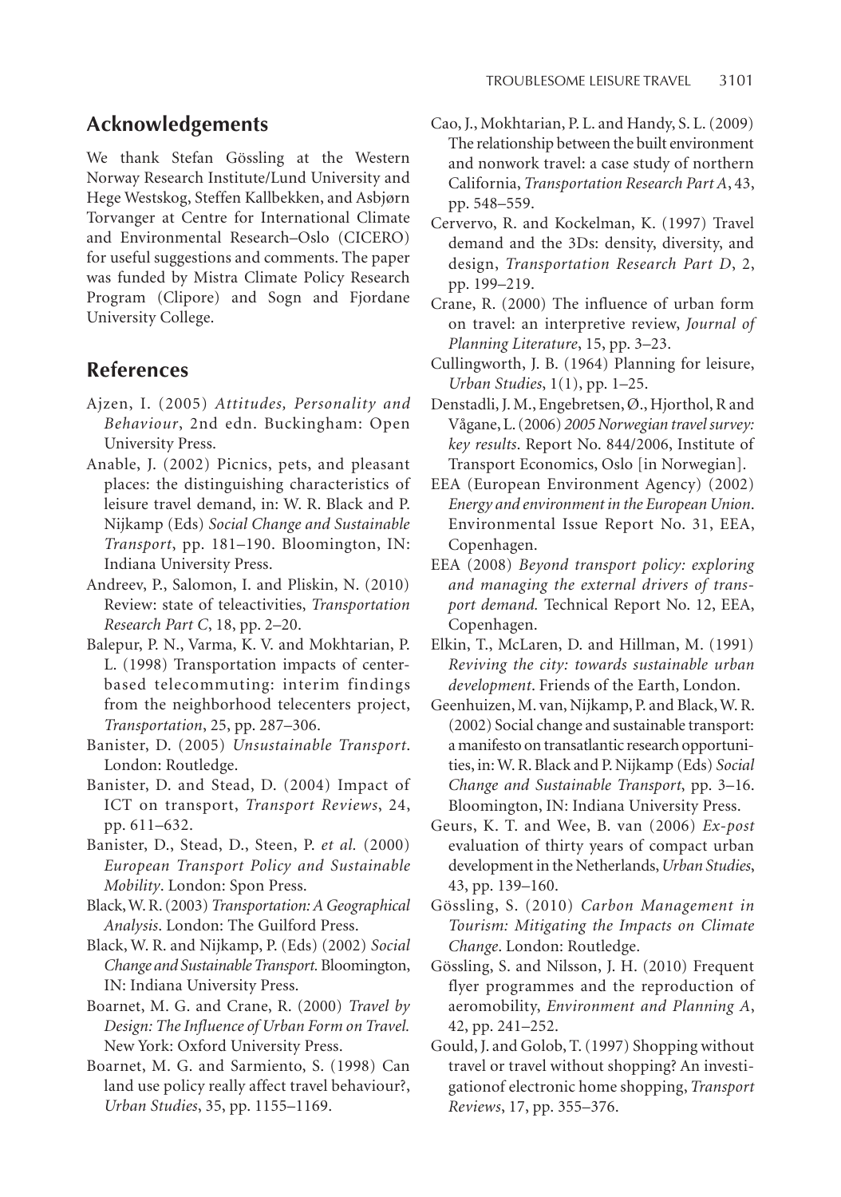## Acknowledgements

We thank Stefan Gössling at the Western Norway Research Institute/Lund University and Hege Westskog, Steffen Kallbekken, and Asbjørn Torvanger at Centre for International Climate and Environmental Research–Oslo (CICERO) for useful suggestions and comments. The paper was funded by Mistra Climate Policy Research Program (Clipore) and Sogn and Fjordane University College.

## References

Ajzen, I. (2005) *Attitudes, Personality and Behaviour*, 2nd edn. Buckingham: Open University Press.

Anable, J. (2002) Picnics, pets, and pleasant places: the distinguishing characteristics of leisure travel demand, in: W. R. Black and P. Nijkamp (Eds) *Social Change and Sustainable Transport*, pp. 181–190. Bloomington, IN: Indiana University Press.

Andreev, P., Salomon, I. and Pliskin, N. (2010) Review: state of teleactivities, *Transportation Research Part C*, 18, pp. 2–20.

Balepur, P. N., Varma, K. V. and Mokhtarian, P. L. (1998) Transportation impacts of center-based telecommuting: interim findings from the neighborhood telecenters project, *Transportation*, 25, pp. 287–306.

Banister, D. (2005) *Unsustainable Transport*. London: Routledge.

Banister, D. and Stead, D. (2004) Impact of ICT on transport, *Transport Reviews*, 24, pp. 611–632.

Banister, D., Stead, D., Steen, P. *et al.* (2000) *European Transport Policy and Sustainable Mobility*. London: Spon Press.

Black, W. R. (2003) *Transportation: A Geographical Analysis*. London: The Guilford Press.

Black, W. R. and Nijkamp, P. (Eds) (2002) *Social Change and Sustainable Transport.* Bloomington, IN: Indiana University Press.

Boarnet, M. G. and Crane, R. (2000) *Travel by Design: The Influence of Urban Form on Travel.* New York: Oxford University Press.

Boarnet, M. G. and Sarmiento, S. (1998) Can land use policy really affect travel behaviour?, *Urban Studies*, 35, pp. 1155–1169.

Cao, J., Mokhtarian, P. L. and Handy, S. L. (2009) The relationship between the built environment and nonwork travel: a case study of northern California, *Transportation Research Part A*, 43, pp. 548–559.

Cervervo, R. and Kockelman, K. (1997) Travel demand and the 3Ds: density, diversity, and design, *Transportation Research Part D*, 2, pp. 199–219.

Crane, R. (2000) The influence of urban form on travel: an interpretive review, *Journal of Planning Literature*, 15, pp. 3–23.

Cullingworth, J. B. (1964) Planning for leisure, *Urban Studies*, 1(1), pp. 1–25.

Denstadli, J. M., Engebretsen, Ø., Hjorthol, R and Vågane, L. (2006) *2005 Norwegian travel survey: key results*. Report No. 844/2006, Institute of Transport Economics, Oslo [in Norwegian].

EEA (European Environment Agency) (2002) *Energy and environment in the European Union*. Environmental Issue Report No. 31, EEA, Copenhagen.

EEA (2008) *Beyond transport policy: exploring and managing the external drivers of transport demand.* Technical Report No. 12, EEA, Copenhagen.

Elkin, T., McLaren, D. and Hillman, M. (1991) *Reviving the city: towards sustainable urban development*. Friends of the Earth, London.

Geenhuizen, M. van, Nijkamp, P. and Black, W. R. (2002) Social change and sustainable transport: a manifesto on transatlantic research opportunities, in: W. R. Black and P. Nijkamp (Eds) *Social Change and Sustainable Transport*, pp. 3–16. Bloomington, IN: Indiana University Press.

Geurs, K. T. and Wee, B. van (2006) *Ex-post* evaluation of thirty years of compact urban development in the Netherlands, *Urban Studies*, 43, pp. 139–160.

Gössling, S. (2010) *Carbon Management in Tourism: Mitigating the Impacts on Climate Change*. London: Routledge.

Gössling, S. and Nilsson, J. H. (2010) Frequent flyer programmes and the reproduction of aeromobility, *Environment and Planning A*, 42, pp. 241–252.

Gould, J. and Golob, T. (1997) Shopping without travel or travel without shopping? An investigationof electronic home shopping, *Transport Reviews*, 17, pp. 355–376.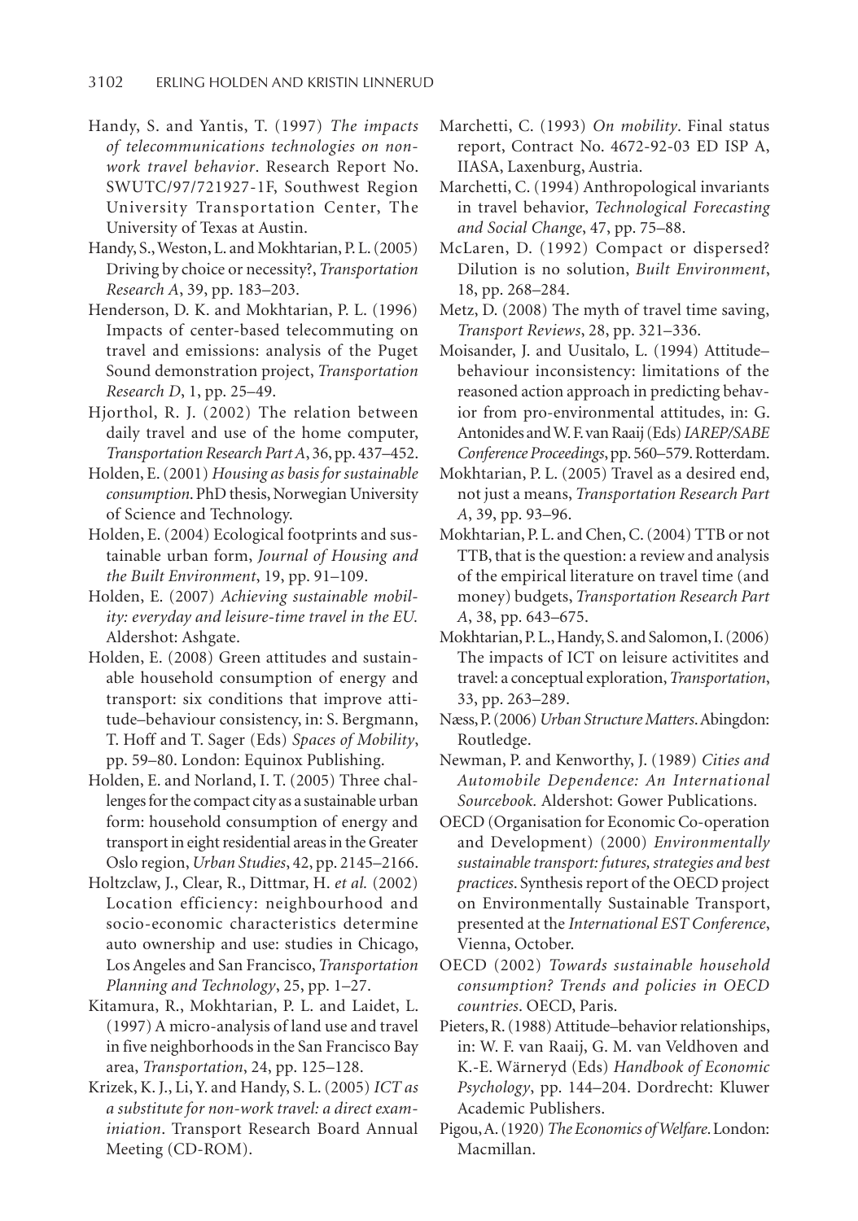Handy, S. and Yantis, T. (1997) *The impacts of telecommunications technologies on non-work travel behavior*. Research Report No. SWUTC/97/721927-1F, Southwest Region University Transportation Center, The University of Texas at Austin.

Handy, S., Weston, L. and Mokhtarian, P. L. (2005) Driving by choice or necessity?, *Transportation Research A*, 39, pp. 183–203.

Henderson, D. K. and Mokhtarian, P. L. (1996) Impacts of center-based telecommuting on travel and emissions: analysis of the Puget Sound demonstration project, *Transportation Research D*, 1, pp. 25–49.

Hjorthol, R. J. (2002) The relation between daily travel and use of the home computer, *Transportation Research Part A*, 36, pp. 437–452.

Holden, E. (2001) *Housing as basis for sustainable consumption*. PhD thesis, Norwegian University of Science and Technology.

Holden, E. (2004) Ecological footprints and sustainable urban form, *Journal of Housing and the Built Environment*, 19, pp. 91–109.

Holden, E. (2007) *Achieving sustainable mobility: everyday and leisure-time travel in the EU*. Aldershot: Ashgate.

Holden, E. (2008) Green attitudes and sustainable household consumption of energy and transport: six conditions that improve attitude–behaviour consistency, in: S. Bergmann, T. Hoff and T. Sager (Eds) *Spaces of Mobility*, pp. 59–80. London: Equinox Publishing.

Holden, E. and Norland, I. T. (2005) Three challenges for the compact city as a sustainable urban form: household consumption of energy and transport in eight residential areas in the Greater Oslo region, *Urban Studies*, 42, pp. 2145–2166.

Holtzclaw, J., Clear, R., Dittmar, H. *et al.* (2002) Location efficiency: neighbourhood and socio-economic characteristics determine auto ownership and use: studies in Chicago, Los Angeles and San Francisco, *Transportation Planning and Technology*, 25, pp. 1–27.

Kitamura, R., Mokhtarian, P. L. and Laidet, L. (1997) A micro-analysis of land use and travel in five neighborhoods in the San Francisco Bay area, *Transportation*, 24, pp. 125–128.

Krizek, K. J., Li, Y. and Handy, S. L. (2005) *ICT as a substitute for non-work travel: a direct examiniation*. Transport Research Board Annual Meeting (CD-ROM).

Marchetti, C. (1993) *On mobility*. Final status report, Contract No. 4672-92-03 ED ISP A, IIASA, Laxenburg, Austria.

Marchetti, C. (1994) Anthropological invariants in travel behavior, *Technological Forecasting and Social Change*, 47, pp. 75–88.

McLaren, D. (1992) Compact or dispersed? Dilution is no solution, *Built Environment*, 18, pp. 268–284.

Metz, D. (2008) The myth of travel time saving, *Transport Reviews*, 28, pp. 321–336.

Moisander, J. and Uusitalo, L. (1994) Attitude–behaviour inconsistency: limitations of the reasoned action approach in predicting behavior from pro-environmental attitudes, in: G. Antonides and W. F. van Raaij (Eds) *IAREP/SABE Conference Proceedings*, pp. 560–579. Rotterdam.

Mokhtarian, P. L. (2005) Travel as a desired end, not just a means, *Transportation Research Part A*, 39, pp. 93–96.

Mokhtarian, P. L. and Chen, C. (2004) TTB or not TTB, that is the question: a review and analysis of the empirical literature on travel time (and money) budgets, *Transportation Research Part A*, 38, pp. 643–675.

Mokhtarian, P. L., Handy, S. and Salomon, I. (2006) The impacts of ICT on leisure activitites and travel: a conceptual exploration, *Transportation*, 33, pp. 263–289.

Næss, P. (2006) *Urban Structure Matters*. Abingdon: Routledge.

Newman, P. and Kenworthy, J. (1989) *Cities and Automobile Dependence: An International Sourcebook*. Aldershot: Gower Publications.

OECD (Organisation for Economic Co-operation and Development) (2000) *Environmentally sustainable transport: futures, strategies and best practices*. Synthesis report of the OECD project on Environmentally Sustainable Transport, presented at the *International EST Conference*, Vienna, October.

OECD (2002) *Towards sustainable household consumption? Trends and policies in OECD countries*. OECD, Paris.

Pieters, R. (1988) Attitude–behavior relationships, in: W. F. van Raaij, G. M. van Veldhoven and K.-E. Wärneryd (Eds) *Handbook of Economic Psychology*, pp. 144–204. Dordrecht: Kluwer Academic Publishers.

Pigou, A. (1920) *The Economics of Welfare*. London: Macmillan.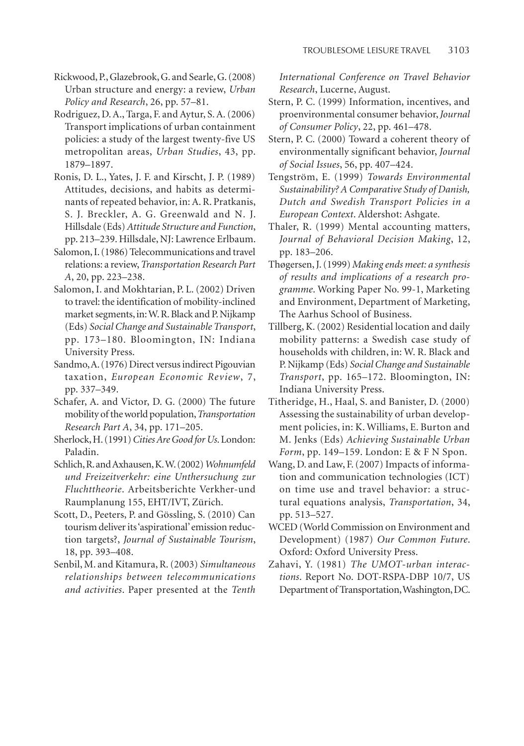Rickwood, P., Glazebrook, G. and Searle, G. (2008) Urban structure and energy: a review, *Urban Policy and Research*, 26, pp. 57–81.

Rodriguez, D. A., Targa, F. and Aytur, S. A. (2006) Transport implications of urban containment policies: a study of the largest twenty-five US metropolitan areas, *Urban Studies*, 43, pp. 1879–1897.

Ronis, D. L., Yates, J. F. and Kirscht, J. P. (1989) Attitudes, decisions, and habits as determinants of repeated behavior, in: A. R. Pratkanis, S. J. Breckler, A. G. Greenwald and N. J. Hillsdale (Eds) *Attitude Structure and Function*, pp. 213–239. Hillsdale, NJ: Lawrence Erlbaum.

Salomon, I. (1986) Telecommunications and travel relations: a review, *Transportation Research Part A*, 20, pp. 223–238.

Salomon, I. and Mokhtarian, P. L. (2002) Driven to travel: the identification of mobility-inclined market segments, in: W. R. Black and P. Nijkamp (Eds) *Social Change and Sustainable Transport*, pp. 173–180. Bloomington, IN: Indiana University Press.

Sandmo, A. (1976) Direct versus indirect Pigouvian taxation, *European Economic Review*, 7, pp. 337–349.

Schafer, A. and Victor, D. G. (2000) The future mobility of the world population, *Transportation Research Part A*, 34, pp. 171–205.

Sherlock, H. (1991) *Cities Are Good for Us*. London: Paladin.

Schlich, R. and Axhausen, K. W. (2002) *Wohnumfeld und Freizeitverkehr: eine Unthersuchung zur Fluchttheorie*. Arbeitsberichte Verkher-und Raumplanung 155, EHT/IVT, Zürich.

Scott, D., Peeters, P. and Gössling, S. (2010) Can tourism deliver its 'aspirational' emission reduction targets?, *Journal of Sustainable Tourism*, 18, pp. 393–408.

Senbil, M. and Kitamura, R. (2003) *Simultaneous relationships between telecommunications and activities*. Paper presented at the *Tenth International Conference on Travel Behavior Research*, Lucerne, August.

Stern, P. C. (1999) Information, incentives, and proenvironmental consumer behavior, *Journal of Consumer Policy*, 22, pp. 461–478.

Stern, P. C. (2000) Toward a coherent theory of environmentally significant behavior, *Journal of Social Issues*, 56, pp. 407–424.

Tengström, E. (1999) *Towards Environmental Sustainability? A Comparative Study of Danish, Dutch and Swedish Transport Policies in a European Context*. Aldershot: Ashgate.

Thaler, R. (1999) Mental accounting matters, *Journal of Behavioral Decision Making*, 12, pp. 183–206.

Thøgersen, J. (1999) *Making ends meet: a synthesis of results and implications of a research programme*. Working Paper No. 99-1, Marketing and Environment, Department of Marketing, The Aarhus School of Business.

Tillberg, K. (2002) Residential location and daily mobility patterns: a Swedish case study of households with children, in: W. R. Black and P. Nijkamp (Eds) *Social Change and Sustainable Transport*, pp. 165–172. Bloomington, IN: Indiana University Press.

Titheridge, H., Haal, S. and Banister, D. (2000) Assessing the sustainability of urban development policies, in: K. Williams, E. Burton and M. Jenks (Eds) *Achieving Sustainable Urban Form*, pp. 149–159. London: E & F N Spon.

Wang, D. and Law, F. (2007) Impacts of information and communication technologies (ICT) on time use and travel behavior: a structural equations analysis, *Transportation*, 34, pp. 513–527.

WCED (World Commission on Environment and Development) (1987) *Our Common Future*. Oxford: Oxford University Press.

Zahavi, Y. (1981) *The UMOT-urban interactions*. Report No. DOT-RSPA-DBP 10/7, US Department of Transportation, Washington, DC.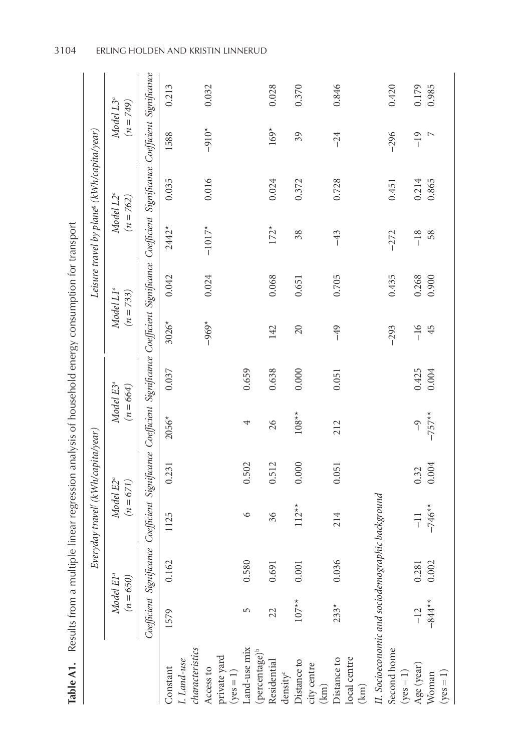**Table A1.** Results from a multiple linear regression analysis of household energy consumption for transport

| | Everyday travel[f] (kWh/capita/year) | | | | | | Leisure travel by plane[g] (kWh/capita/year) | | | | | |
|---|---|---|---|---|---|---|---|---|---|---|---|---|
| | Model E1[a] ($n = 650$) | | Model E2[a] ($n = 671$) | | Model E3[a] ($n = 664$) | | Model L1[a] ($n = 733$) | | Model L2[a] ($n = 762$) | | Model L3[a] ($n = 749$) | |
| | Coefficient | Significance | Coefficient | Significance | Coefficient | Significance | Coefficient | Significance | Coefficient | Significance | Coefficient | Significance |
| Constant | 1579 | 0.162 | 1125 | 0.231 | 2056* | 0.037 | 3026* | 0.042 | 2442* | 0.035 | 1588 | 0.213 |
| *I. Land-use characteristics* | | | | | | | | | | | | |
| Access to private yard (yes = 1) | | | | | | | −969* | 0.024 | −1017* | 0.016 | −910* | 0.032 |
| Land-use mix (percentage)[b] | 5 | 0.580 | 6 | 0.502 | 4 | 0.659 | | | | | | |
| Residential density[c] | 22 | 0.691 | 36 | 0.512 | 26 | 0.638 | 142 | 0.068 | 172* | 0.024 | 169* | 0.028 |
| Distance to city centre (km) | 107** | 0.001 | 112** | 0.000 | 108** | 0.000 | 20 | 0.651 | 38 | 0.372 | 39 | 0.370 |
| Distance to local centre (km) | 233* | 0.036 | 214 | 0.051 | 212 | 0.051 | −49 | 0.705 | −43 | 0.728 | −24 | 0.846 |
| *II. Socioeconomic and sociodemographic background* | | | | | | | | | | | | |
| Second home (yes = 1) | | | | | | | −293 | 0.435 | −272 | 0.451 | −296 | 0.420 |
| Age (year) | −12 | 0.281 | −11 | 0.32 | −9 | 0.425 | −16 | 0.268 | −18 | 0.214 | −19 | 0.179 |
| Woman (yes = 1) | −844** | 0.002 | −746** | 0.004 | −757** | 0.004 | 45 | 0.900 | 58 | 0.865 | 7 | 0.985 |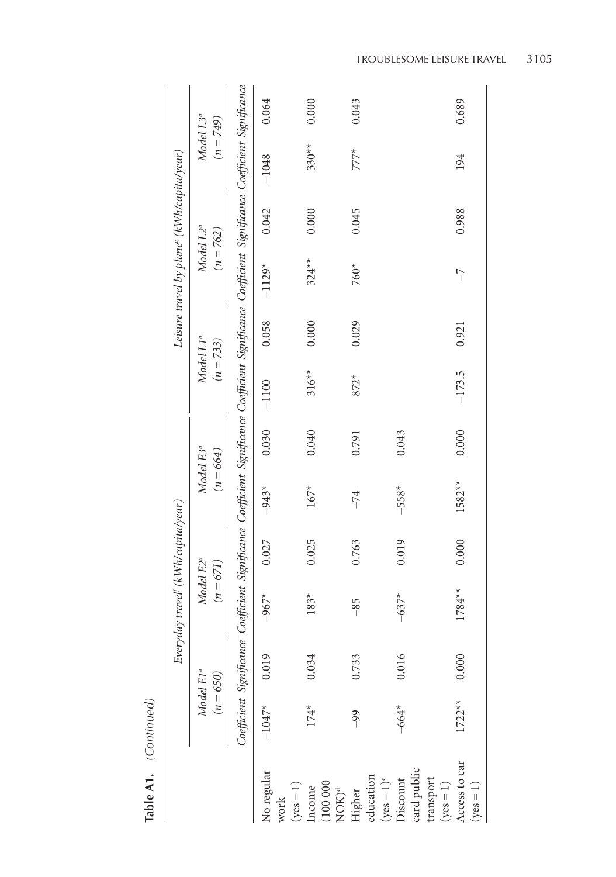**Table A1.** *(Continued)*

| | *Everyday travel*[f] *(kWh/capita/year)* | | | | | | *Leisure travel by plane*[g] *(kWh/capita/year)* | | | | | |
|---|---|---|---|---|---|---|---|---|---|---|---|---|
| | *Model E1*[a] *(n = 650)* | | *Model E2*[a] *(n = 671)* | | *Model E3*[a] *(n = 664)* | | *Model L1*[a] *(n = 733)* | | *Model L2*[a] *(n = 762)* | | *Model L3*[a] *(n = 749)* | |
| | *Coefficient* | *Significance* | *Coefficient* | *Significance* | *Coefficient* | *Significance* | *Coefficient* | *Significance* | *Coefficient* | *Significance* | *Coefficient* | *Significance* |
| No regular work (yes = 1) | −1047* | 0.019 | −967* | 0.027 | −943* | 0.030 | −1100 | 0.058 | −1129* | 0.042 | −1048 | 0.064 |
| Income (100 000 NOK)[d] | 174* | 0.034 | 183* | 0.025 | 167* | 0.040 | 316** | 0.000 | 324** | 0.000 | 330** | 0.000 |
| Higher education (yes = 1)[e] | −99 | 0.733 | −85 | 0.763 | −74 | 0.791 | 872* | 0.029 | 760* | 0.045 | 777* | 0.043 |
| Discount card public transport (yes = 1) | −664* | 0.016 | −637* | 0.019 | −558* | 0.043 | | | | | | |
| Access to car (yes = 1) | 1722** | 0.000 | 1784** | 0.000 | 1582** | 0.000 | −173.5 | 0.921 | −7 | 0.988 | 194 | 0.689 |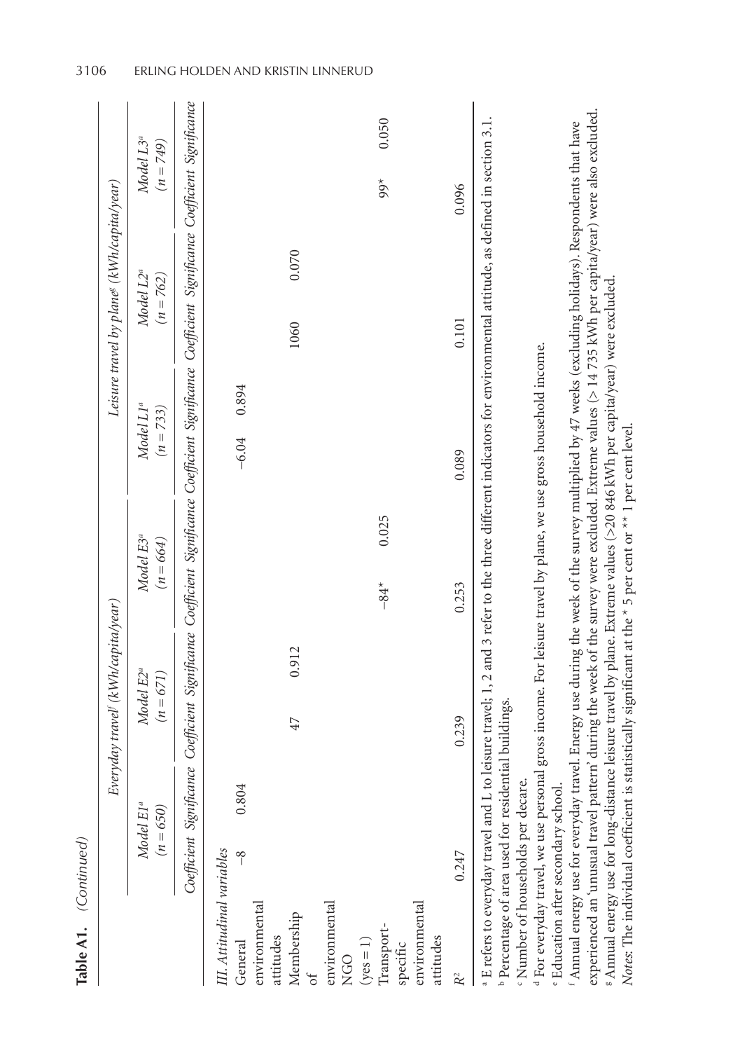**Table A1.** (Continued)

| | Everyday travel[f] (kWh/capita/year) | | | | | | Leisure travel by plane[g] (kWh/capita/year) | | | | | |
|---|---|---|---|---|---|---|---|---|---|---|---|---|
| | Model E1[a] ($n = 650$) | | Model E2[a] ($n = 671$) | | Model E3[a] ($n = 664$) | | Model L1[a] ($n = 733$) | | Model L2[a] ($n = 762$) | | Model L3[a] ($n = 749$) | |
| | Coefficient | Significance | Coefficient | Significance | Coefficient | Significance | Coefficient | Significance | Coefficient | Significance | Coefficient | Significance |
| *III. Attitudinal variables* | | | | | | | | | | | | |
| General environmental attitudes | −8 | 0.804 | | | | | −6.04 | 0.894 | | | | |
| Membership of environmental NGO (yes = 1) | | | 47 | 0.912 | | | | | 1060 | 0.070 | | |
| Transport-specific environmental attitudes | | | | | −84* | 0.025 | | | | | 99* | 0.050 |
| $R^2$ | 0.247 | | 0.239 | | 0.253 | | 0.089 | | 0.101 | | 0.096 | |

[a] E refers to everyday travel and L to leisure travel; 1, 2 and 3 refer to the three different indicators for environmental attitude, as defined in section 3.1.
[b] Percentage of area used for residential buildings.
[c] Number of households per decare.
[d] For everyday travel, we use personal gross income. For leisure travel by plane, we use gross household income.
[e] Education after secondary school.
[f] Annual energy use for everyday travel. Energy use during the week of the survey multiplied by 47 weeks (excluding holidays). Respondents that have experienced an 'unusual travel pattern' during the week of the survey were excluded. Extreme values (> 14 735 kWh per capita/year) were also excluded.
[g] Annual energy use for long-distance leisure travel by plane. Extreme values (>20 846 kWh per capita/year) were excluded.
*Notes*: The individual coefficient is statistically significant at the * 5 per cent or ** 1 per cent level.